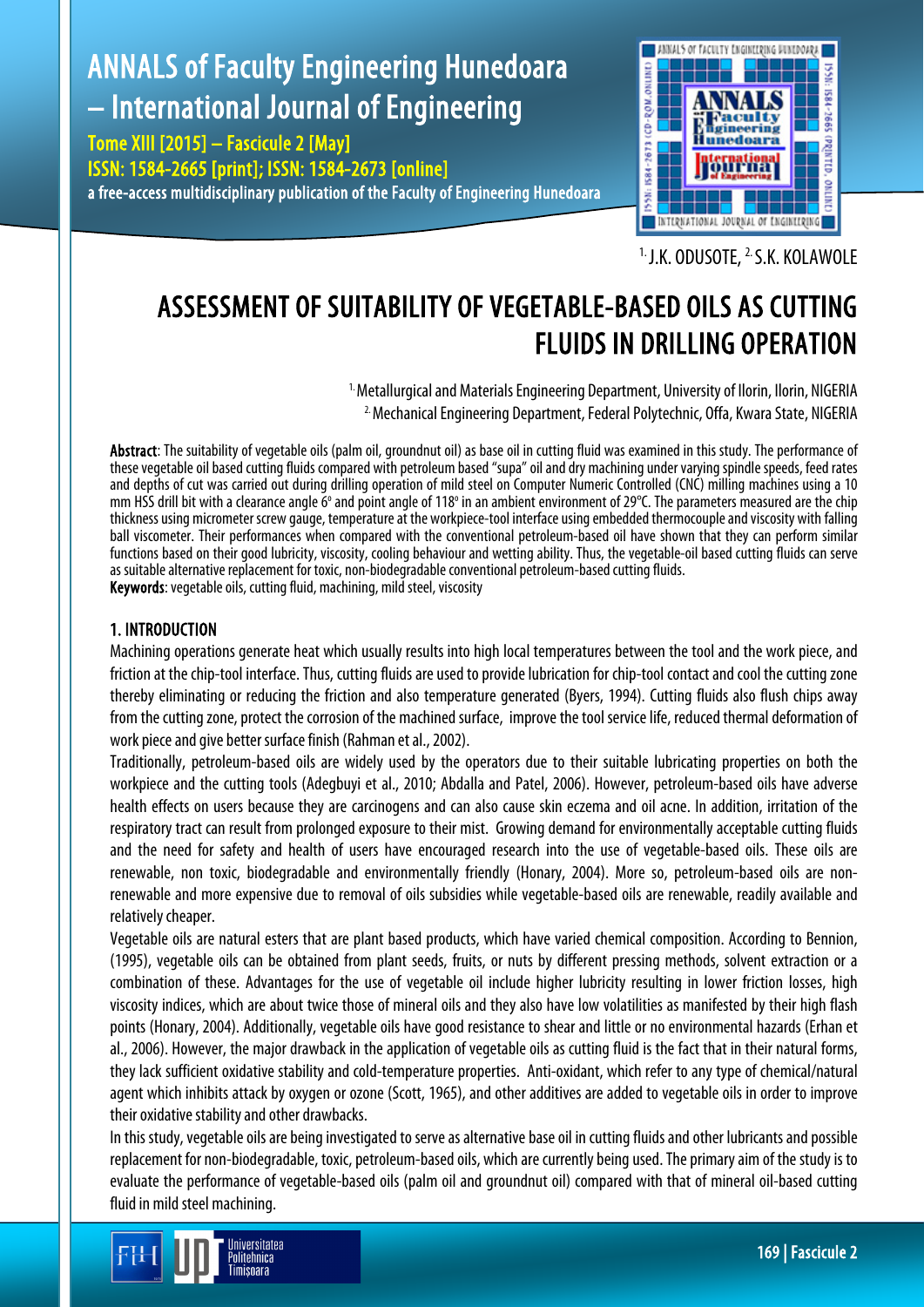[1.] J.K. ODUSOTE, [2.] S.K. KOLAWOLE

# ASSESSMENT OF SUITABILITY OF VEGETABLE-BASED OILS AS CUTTING FLUIDS IN DRILLING OPERATION

[1.] Metallurgical and Materials Engineering Department, University of Ilorin, Ilorin, NIGERIA
[2.] Mechanical Engineering Department, Federal Polytechnic, Offa, Kwara State, NIGERIA

**Abstract**: The suitability of vegetable oils (palm oil, groundnut oil) as base oil in cutting fluid was examined in this study. The performance of these vegetable oil based cutting fluids compared with petroleum based "supa" oil and dry machining under varying spindle speeds, feed rates and depths of cut was carried out during drilling operation of mild steel on Computer Numeric Controlled (CNC) milling machines using a 10 mm HSS drill bit with a clearance angle 6° and point angle of 118° in an ambient environment of 29°C. The parameters measured are the chip thickness using micrometer screw gauge, temperature at the workpiece-tool interface using embedded thermocouple and viscosity with falling ball viscometer. Their performances when compared with the conventional petroleum-based oil have shown that they can perform similar functions based on their good lubricity, viscosity, cooling behaviour and wetting ability. Thus, the vegetable-oil based cutting fluids can serve as suitable alternative replacement for toxic, non-biodegradable conventional petroleum-based cutting fluids.
**Keywords**: vegetable oils, cutting fluid, machining, mild steel, viscosity

## 1. INTRODUCTION

Machining operations generate heat which usually results into high local temperatures between the tool and the work piece, and friction at the chip-tool interface. Thus, cutting fluids are used to provide lubrication for chip-tool contact and cool the cutting zone thereby eliminating or reducing the friction and also temperature generated (Byers, 1994). Cutting fluids also flush chips away from the cutting zone, protect the corrosion of the machined surface, improve the tool service life, reduced thermal deformation of work piece and give better surface finish (Rahman et al., 2002).

Traditionally, petroleum-based oils are widely used by the operators due to their suitable lubricating properties on both the workpiece and the cutting tools (Adegbuyi et al., 2010; Abdalla and Patel, 2006). However, petroleum-based oils have adverse health effects on users because they are carcinogens and can also cause skin eczema and oil acne. In addition, irritation of the respiratory tract can result from prolonged exposure to their mist. Growing demand for environmentally acceptable cutting fluids and the need for safety and health of users have encouraged research into the use of vegetable-based oils. These oils are renewable, non toxic, biodegradable and environmentally friendly (Honary, 2004). More so, petroleum-based oils are non-renewable and more expensive due to removal of oils subsidies while vegetable-based oils are renewable, readily available and relatively cheaper.

Vegetable oils are natural esters that are plant based products, which have varied chemical composition. According to Bennion, (1995), vegetable oils can be obtained from plant seeds, fruits, or nuts by different pressing methods, solvent extraction or a combination of these. Advantages for the use of vegetable oil include higher lubricity resulting in lower friction losses, high viscosity indices, which are about twice those of mineral oils and they also have low volatilities as manifested by their high flash points (Honary, 2004). Additionally, vegetable oils have good resistance to shear and little or no environmental hazards (Erhan et al., 2006). However, the major drawback in the application of vegetable oils as cutting fluid is the fact that in their natural forms, they lack sufficient oxidative stability and cold-temperature properties. Anti-oxidant, which refer to any type of chemical/natural agent which inhibits attack by oxygen or ozone (Scott, 1965), and other additives are added to vegetable oils in order to improve their oxidative stability and other drawbacks.

In this study, vegetable oils are being investigated to serve as alternative base oil in cutting fluids and other lubricants and possible replacement for non-biodegradable, toxic, petroleum-based oils, which are currently being used. The primary aim of the study is to evaluate the performance of vegetable-based oils (palm oil and groundnut oil) compared with that of mineral oil-based cutting fluid in mild steel machining.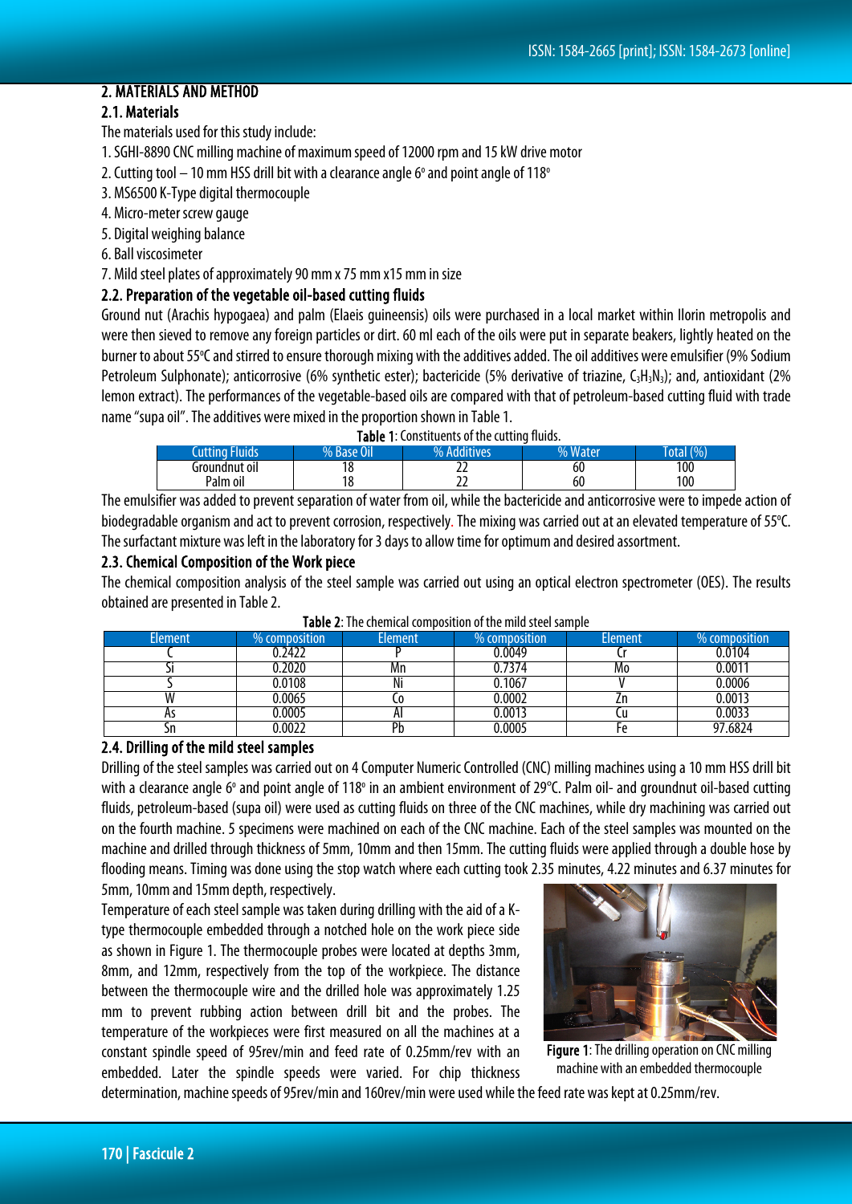## 2. MATERIALS AND METHOD

### 2.1. Materials

The materials used for this study include:

1. SGHI-8890 CNC milling machine of maximum speed of 12000 rpm and 15 kW drive motor
2. Cutting tool – 10 mm HSS drill bit with a clearance angle 6° and point angle of 118°
3. MS6500 K-Type digital thermocouple
4. Micro-meter screw gauge
5. Digital weighing balance
6. Ball viscosimeter
7. Mild steel plates of approximately 90 mm x 75 mm x15 mm in size

### 2.2. Preparation of the vegetable oil-based cutting fluids

Ground nut (Arachis hypogaea) and palm (Elaeis guineensis) oils were purchased in a local market within Ilorin metropolis and were then sieved to remove any foreign particles or dirt. 60 ml each of the oils were put in separate beakers, lightly heated on the burner to about 55°C and stirred to ensure thorough mixing with the additives added. The oil additives were emulsifier (9% Sodium Petroleum Sulphonate); anticorrosive (6% synthetic ester); bactericide (5% derivative of triazine, $C_3H_3N_3$); and, antioxidant (2% lemon extract). The performances of the vegetable-based oils are compared with that of petroleum-based cutting fluid with trade name "supa oil". The additives were mixed in the proportion shown in Table 1.

**Table 1**: Constituents of the cutting fluids.

| Cutting Fluids | % Base Oil | % Additives | % Water | Total (%) |
|---|---|---|---|---|
| Groundnut oil | 18 | 22 | 60 | 100 |
| Palm oil | 18 | 22 | 60 | 100 |

The emulsifier was added to prevent separation of water from oil, while the bactericide and anticorrosive were to impede action of biodegradable organism and act to prevent corrosion, respectively. The mixing was carried out at an elevated temperature of 55°C. The surfactant mixture was left in the laboratory for 3 days to allow time for optimum and desired assortment.

### 2.3. Chemical Composition of the Work piece

The chemical composition analysis of the steel sample was carried out using an optical electron spectrometer (OES). The results obtained are presented in Table 2.

**Table 2**: The chemical composition of the mild steel sample

| Element | % composition | Element | % composition | Element | % composition |
|---|---|---|---|---|---|
| C | 0.2422 | P | 0.0049 | Cr | 0.0104 |
| Si | 0.2020 | Mn | 0.7374 | Mo | 0.0011 |
| S | 0.0108 | Ni | 0.1067 | V | 0.0006 |
| W | 0.0065 | Co | 0.0002 | Zn | 0.0013 |
| As | 0.0005 | Al | 0.0013 | Cu | 0.0033 |
| Sn | 0.0022 | Pb | 0.0005 | Fe | 97.6824 |

### 2.4. Drilling of the mild steel samples

Drilling of the steel samples was carried out on 4 Computer Numeric Controlled (CNC) milling machines using a 10 mm HSS drill bit with a clearance angle 6° and point angle of 118° in an ambient environment of 29°C. Palm oil- and groundnut oil-based cutting fluids, petroleum-based (supa oil) were used as cutting fluids on three of the CNC machines, while dry machining was carried out on the fourth machine. 5 specimens were machined on each of the CNC machine. Each of the steel samples was mounted on the machine and drilled through thickness of 5mm, 10mm and then 15mm. The cutting fluids were applied through a double hose by flooding means. Timing was done using the stop watch where each cutting took 2.35 minutes, 4.22 minutes and 6.37 minutes for 5mm, 10mm and 15mm depth, respectively.

Temperature of each steel sample was taken during drilling with the aid of a K-type thermocouple embedded through a notched hole on the work piece side as shown in Figure 1. The thermocouple probes were located at depths 3mm, 8mm, and 12mm, respectively from the top of the workpiece. The distance between the thermocouple wire and the drilled hole was approximately 1.25 mm to prevent rubbing action between drill bit and the probes. The temperature of the workpieces were first measured on all the machines at a constant spindle speed of 95rev/min and feed rate of 0.25mm/rev with an embedded. Later the spindle speeds were varied. For chip thickness determination, machine speeds of 95rev/min and 160rev/min were used while the feed rate was kept at 0.25mm/rev.

**Figure 1**: The drilling operation on CNC milling machine with an embedded thermocouple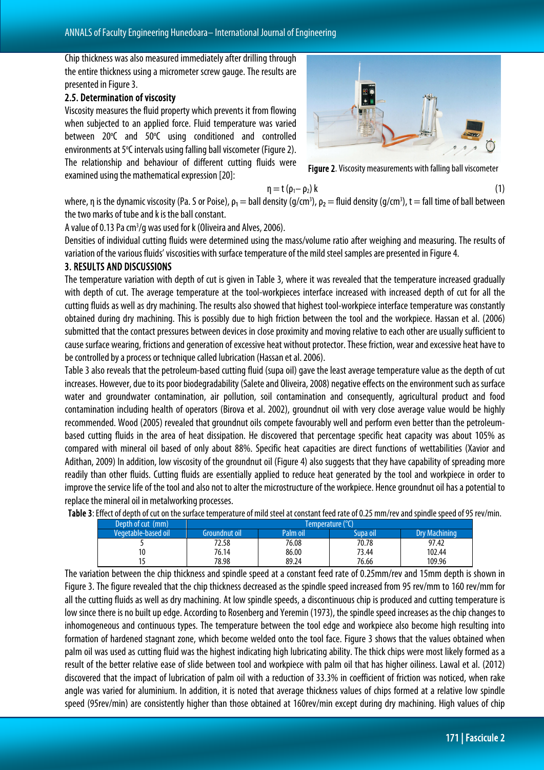Chip thickness was also measured immediately after drilling through the entire thickness using a micrometer screw gauge. The results are presented in Figure 3.

## 2.5. Determination of viscosity

Viscosity measures the fluid property which prevents it from flowing when subjected to an applied force. Fluid temperature was varied between 20°C and 50°C using conditioned and controlled environments at 5°C intervals using falling ball viscometer (Figure 2). The relationship and behaviour of different cutting fluids were examined using the mathematical expression [20]:

Figure 2. Viscosity measurements with falling ball viscometer

$$\eta = t\,(\rho_1 - \rho_2)\,k \tag{1}$$

where, $\eta$ is the dynamic viscosity (Pa. S or Poise), $\rho_1$ = ball density (g/cm$^3$), $\rho_2$ = fluid density (g/cm$^3$), t = fall time of ball between the two marks of tube and k is the ball constant.

A value of 0.13 Pa cm$^3$/g was used for k (Oliveira and Alves, 2006).

Densities of individual cutting fluids were determined using the mass/volume ratio after weighing and measuring. The results of variation of the various fluids' viscosities with surface temperature of the mild steel samples are presented in Figure 4.

# 3. RESULTS AND DISCUSSIONS

The temperature variation with depth of cut is given in Table 3, where it was revealed that the temperature increased gradually with depth of cut. The average temperature at the tool-workpieces interface increased with increased depth of cut for all the cutting fluids as well as dry machining. The results also showed that highest tool-workpiece interface temperature was constantly obtained during dry machining. This is possibly due to high friction between the tool and the workpiece. Hassan et al. (2006) submitted that the contact pressures between devices in close proximity and moving relative to each other are usually sufficient to cause surface wearing, frictions and generation of excessive heat without protector. These friction, wear and excessive heat have to be controlled by a process or technique called lubrication (Hassan et al. 2006).

Table 3 also reveals that the petroleum-based cutting fluid (supa oil) gave the least average temperature value as the depth of cut increases. However, due to its poor biodegradability (Salete and Oliveira, 2008) negative effects on the environment such as surface water and groundwater contamination, air pollution, soil contamination and consequently, agricultural product and food contamination including health of operators (Birova et al. 2002), groundnut oil with very close average value would be highly recommended. Wood (2005) revealed that groundnut oils compete favourably well and perform even better than the petroleum-based cutting fluids in the area of heat dissipation. He discovered that percentage specific heat capacity was about 105% as compared with mineral oil based of only about 88%. Specific heat capacities are direct functions of wettabilities (Xavior and Adithan, 2009) In addition, low viscosity of the groundnut oil (Figure 4) also suggests that they have capability of spreading more readily than other fluids. Cutting fluids are essentially applied to reduce heat generated by the tool and workpiece in order to improve the service life of the tool and also not to alter the microstructure of the workpiece. Hence groundnut oil has a potential to replace the mineral oil in metalworking processes.

**Table 3**: Effect of depth of cut on the surface temperature of mild steel at constant feed rate of 0.25 mm/rev and spindle speed of 95 rev/min.

| Depth of cut (mm) | Temperature (°C) | | | |
|---|---|---|---|---|
| Vegetable-based oil | Groundnut oil | Palm oil | Supa oil | Dry Machining |
| 5 | 72.58 | 76.08 | 70.78 | 97.42 |
| 10 | 76.14 | 86.00 | 73.44 | 102.44 |
| 15 | 78.98 | 89.24 | 76.66 | 109.96 |

The variation between the chip thickness and spindle speed at a constant feed rate of 0.25mm/rev and 15mm depth is shown in Figure 3. The figure revealed that the chip thickness decreased as the spindle speed increased from 95 rev/mm to 160 rev/mm for all the cutting fluids as well as dry machining. At low spindle speeds, a discontinuous chip is produced and cutting temperature is low since there is no built up edge. According to Rosenberg and Yeremin (1973), the spindle speed increases as the chip changes to inhomogeneous and continuous types. The temperature between the tool edge and workpiece also become high resulting into formation of hardened stagnant zone, which become welded onto the tool face. Figure 3 shows that the values obtained when palm oil was used as cutting fluid was the highest indicating high lubricating ability. The thick chips were most likely formed as a result of the better relative ease of slide between tool and workpiece with palm oil that has higher oiliness. Lawal et al. (2012) discovered that the impact of lubrication of palm oil with a reduction of 33.3% in coefficient of friction was noticed, when rake angle was varied for aluminium. In addition, it is noted that average thickness values of chips formed at a relative low spindle speed (95rev/min) are consistently higher than those obtained at 160rev/min except during dry machining. High values of chip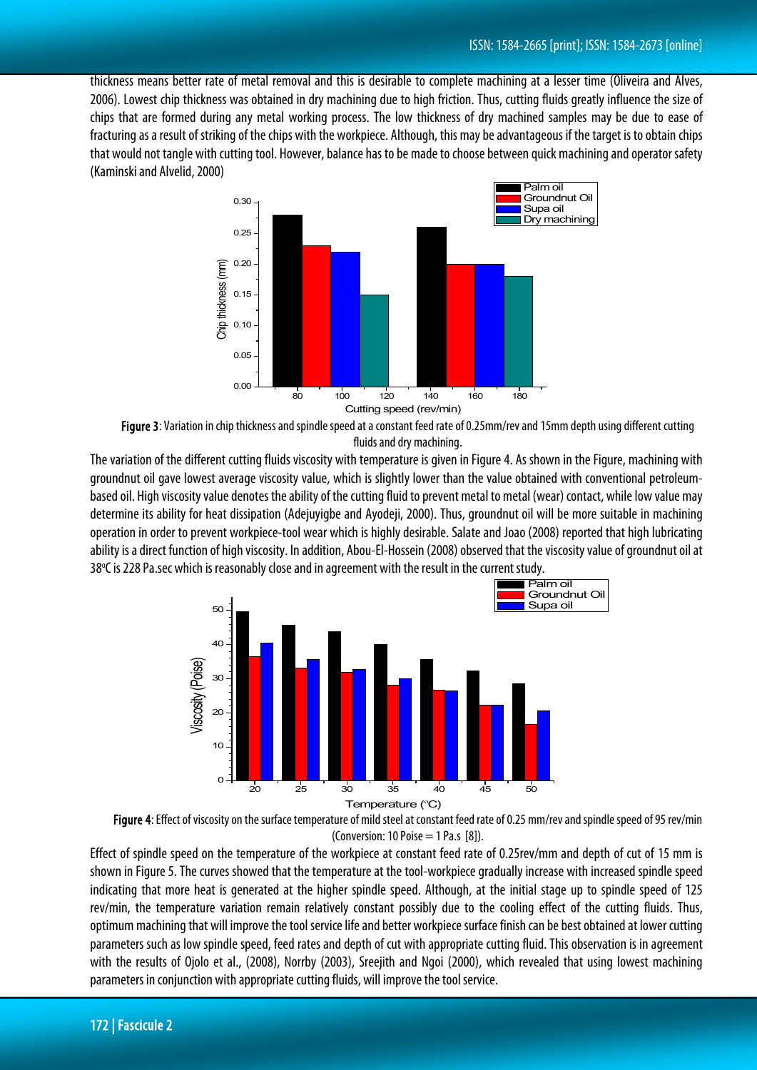thickness means better rate of metal removal and this is desirable to complete machining at a lesser time (Oliveira and Alves, 2006). Lowest chip thickness was obtained in dry machining due to high friction. Thus, cutting fluids greatly influence the size of chips that are formed during any metal working process. The low thickness of dry machined samples may be due to ease of fracturing as a result of striking of the chips with the workpiece. Although, this may be advantageous if the target is to obtain chips that would not tangle with cutting tool. However, balance has to be made to choose between quick machining and operator safety (Kaminski and Alvelid, 2000)

**Figure 3**: Variation in chip thickness and spindle speed at a constant feed rate of 0.25mm/rev and 15mm depth using different cutting fluids and dry machining.

The variation of the different cutting fluids viscosity with temperature is given in Figure 4. As shown in the Figure, machining with groundnut oil gave lowest average viscosity value, which is slightly lower than the value obtained with conventional petroleum-based oil. High viscosity value denotes the ability of the cutting fluid to prevent metal to metal (wear) contact, while low value may determine its ability for heat dissipation (Adejuyigbe and Ayodeji, 2000). Thus, groundnut oil will be more suitable in machining operation in order to prevent workpiece-tool wear which is highly desirable. Salate and Joao (2008) reported that high lubricating ability is a direct function of high viscosity. In addition, Abou-El-Hossein (2008) observed that the viscosity value of groundnut oil at 38°C is 228 Pa.sec which is reasonably close and in agreement with the result in the current study.

**Figure 4**: Effect of viscosity on the surface temperature of mild steel at constant feed rate of 0.25 mm/rev and spindle speed of 95 rev/min (Conversion: 10 Poise = 1 Pa.s [8]).

Effect of spindle speed on the temperature of the workpiece at constant feed rate of 0.25rev/mm and depth of cut of 15 mm is shown in Figure 5. The curves showed that the temperature at the tool-workpiece gradually increase with increased spindle speed indicating that more heat is generated at the higher spindle speed. Although, at the initial stage up to spindle speed of 125 rev/min, the temperature variation remain relatively constant possibly due to the cooling effect of the cutting fluids. Thus, optimum machining that will improve the tool service life and better workpiece surface finish can be best obtained at lower cutting parameters such as low spindle speed, feed rates and depth of cut with appropriate cutting fluid. This observation is in agreement with the results of Ojolo et al., (2008), Norrby (2003), Sreejith and Ngoi (2000), which revealed that using lowest machining parameters in conjunction with appropriate cutting fluids, will improve the tool service.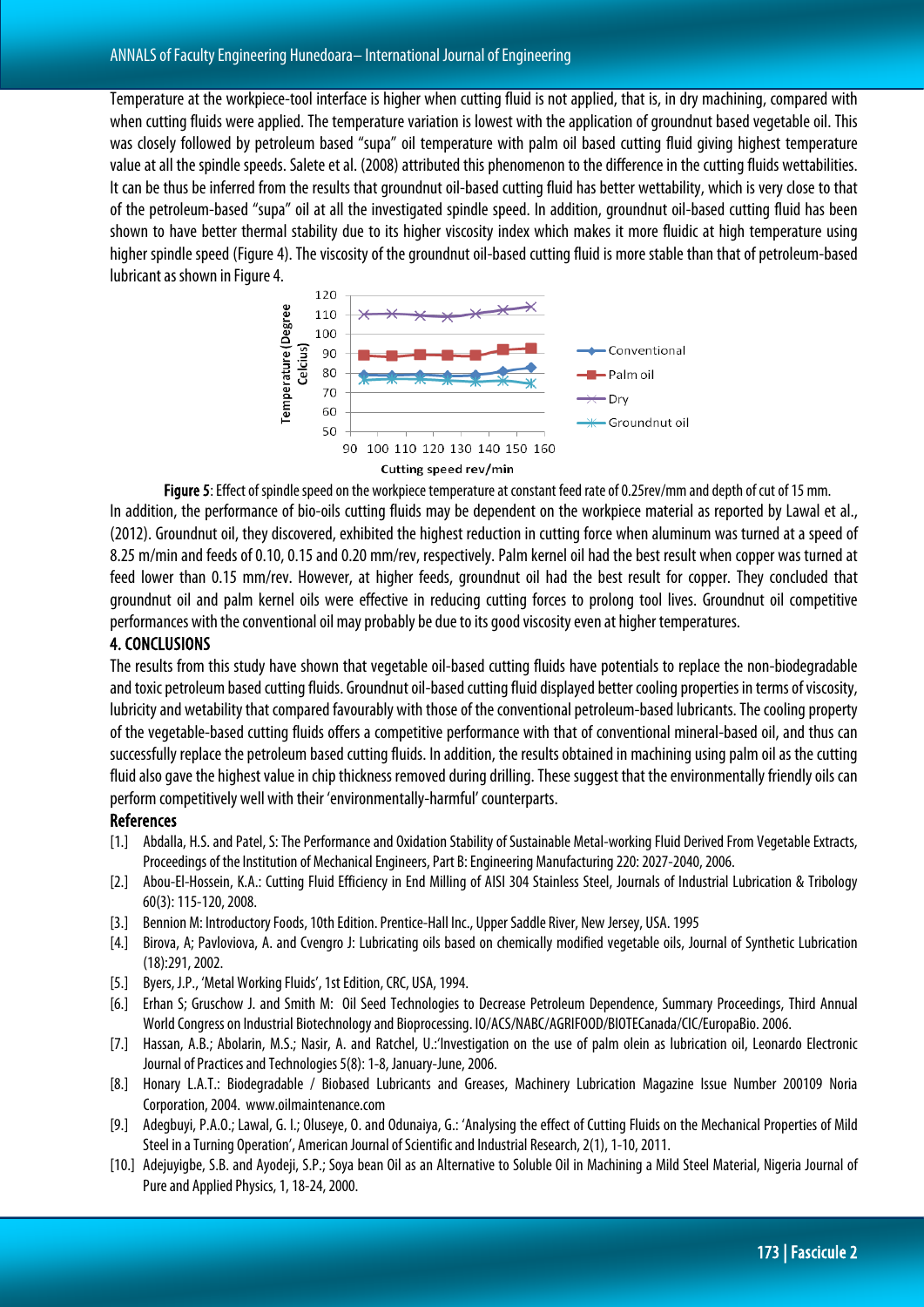Temperature at the workpiece-tool interface is higher when cutting fluid is not applied, that is, in dry machining, compared with when cutting fluids were applied. The temperature variation is lowest with the application of groundnut based vegetable oil. This was closely followed by petroleum based "supa" oil temperature with palm oil based cutting fluid giving highest temperature value at all the spindle speeds. Salete et al. (2008) attributed this phenomenon to the difference in the cutting fluids wettabilities. It can be thus be inferred from the results that groundnut oil-based cutting fluid has better wettability, which is very close to that of the petroleum-based "supa" oil at all the investigated spindle speed. In addition, groundnut oil-based cutting fluid has been shown to have better thermal stability due to its higher viscosity index which makes it more fluidic at high temperature using higher spindle speed (Figure 4). The viscosity of the groundnut oil-based cutting fluid is more stable than that of petroleum-based lubricant as shown in Figure 4.

**Figure 5**: Effect of spindle speed on the workpiece temperature at constant feed rate of 0.25rev/mm and depth of cut of 15 mm.

In addition, the performance of bio-oils cutting fluids may be dependent on the workpiece material as reported by Lawal et al., (2012). Groundnut oil, they discovered, exhibited the highest reduction in cutting force when aluminum was turned at a speed of 8.25 m/min and feeds of 0.10, 0.15 and 0.20 mm/rev, respectively. Palm kernel oil had the best result when copper was turned at feed lower than 0.15 mm/rev. However, at higher feeds, groundnut oil had the best result for copper. They concluded that groundnut oil and palm kernel oils were effective in reducing cutting forces to prolong tool lives. Groundnut oil competitive performances with the conventional oil may probably be due to its good viscosity even at higher temperatures.

## 4. CONCLUSIONS

The results from this study have shown that vegetable oil-based cutting fluids have potentials to replace the non-biodegradable and toxic petroleum based cutting fluids. Groundnut oil-based cutting fluid displayed better cooling properties in terms of viscosity, lubricity and wetability that compared favourably with those of the conventional petroleum-based lubricants. The cooling property of the vegetable-based cutting fluids offers a competitive performance with that of conventional mineral-based oil, and thus can successfully replace the petroleum based cutting fluids. In addition, the results obtained in machining using palm oil as the cutting fluid also gave the highest value in chip thickness removed during drilling. These suggest that the environmentally friendly oils can perform competitively well with their 'environmentally-harmful' counterparts.

## References

[1.] Abdalla, H.S. and Patel, S: The Performance and Oxidation Stability of Sustainable Metal-working Fluid Derived From Vegetable Extracts, Proceedings of the Institution of Mechanical Engineers, Part B: Engineering Manufacturing 220: 2027-2040, 2006.

[2.] Abou-El-Hossein, K.A.: Cutting Fluid Efficiency in End Milling of AISI 304 Stainless Steel, Journals of Industrial Lubrication & Tribology 60(3): 115-120, 2008.

[3.] Bennion M: Introductory Foods, 10th Edition. Prentice-Hall Inc., Upper Saddle River, New Jersey, USA. 1995

[4.] Birova, A; Pavloviova, A. and Cvengro J: Lubricating oils based on chemically modified vegetable oils, Journal of Synthetic Lubrication (18):291, 2002.

[5.] Byers, J.P., 'Metal Working Fluids', 1st Edition, CRC, USA, 1994.

[6.] Erhan S; Gruschow J. and Smith M: Oil Seed Technologies to Decrease Petroleum Dependence, Summary Proceedings, Third Annual World Congress on Industrial Biotechnology and Bioprocessing. IO/ACS/NABC/AGRIFOOD/BIOTECanada/CIC/EuropaBio. 2006.

[7.] Hassan, A.B.; Abolarin, M.S.; Nasir, A. and Ratchel, U.:'Investigation on the use of palm olein as lubrication oil, Leonardo Electronic Journal of Practices and Technologies 5(8): 1-8, January-June, 2006.

[8.] Honary L.A.T.: Biodegradable / Biobased Lubricants and Greases, Machinery Lubrication Magazine Issue Number 200109 Noria Corporation, 2004. www.oilmaintenance.com

[9.] Adegbuyi, P.A.O.; Lawal, G. I.; Oluseye, O. and Odunaiya, G.: 'Analysing the effect of Cutting Fluids on the Mechanical Properties of Mild Steel in a Turning Operation', American Journal of Scientific and Industrial Research, 2(1), 1-10, 2011.

[10.] Adejuyigbe, S.B. and Ayodeji, S.P.; Soya bean Oil as an Alternative to Soluble Oil in Machining a Mild Steel Material, Nigeria Journal of Pure and Applied Physics, 1, 18-24, 2000.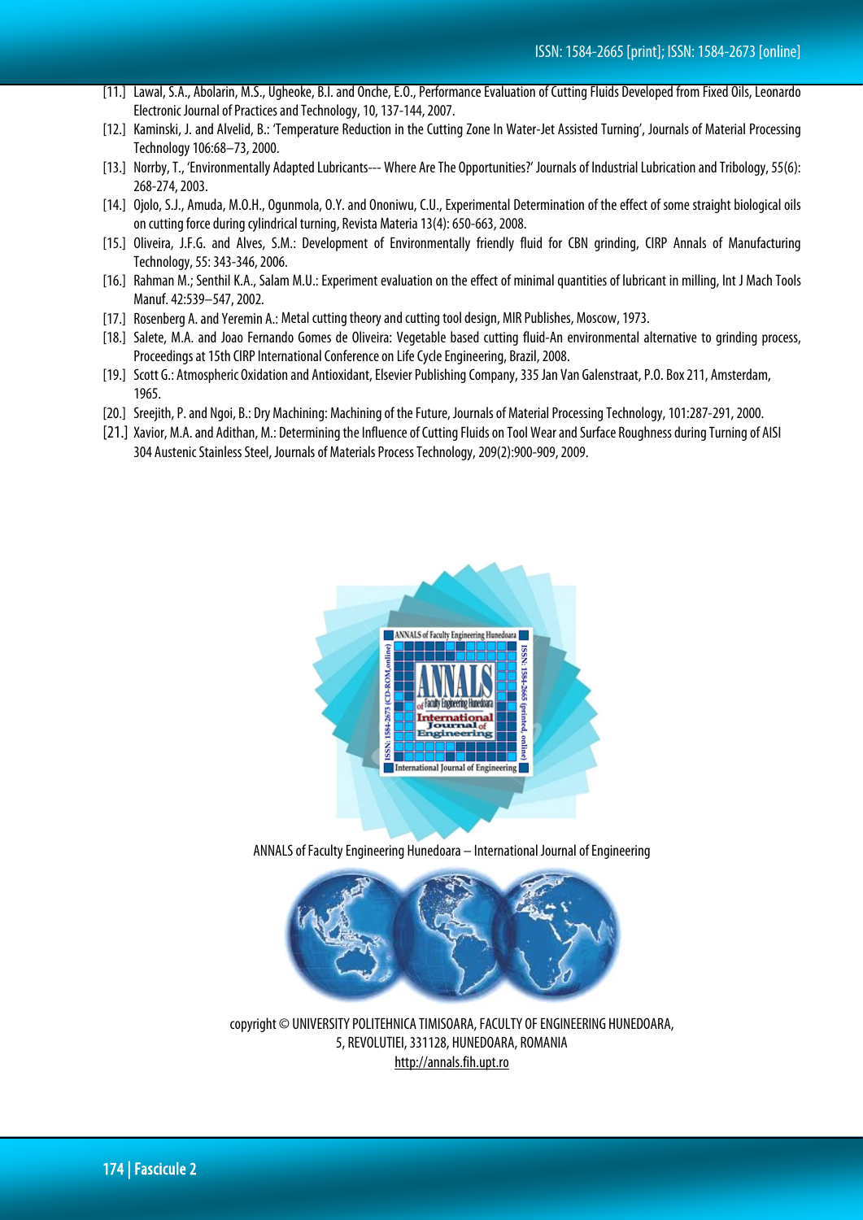[11.] Lawal, S.A., Abolarin, M.S., Ugheoke, B.I. and Onche, E.O., Performance Evaluation of Cutting Fluids Developed from Fixed Oils, Leonardo Electronic Journal of Practices and Technology, 10, 137-144, 2007.

[12.] Kaminski, J. and Alvelid, B.: 'Temperature Reduction in the Cutting Zone In Water-Jet Assisted Turning', Journals of Material Processing Technology 106:68–73, 2000.

[13.] Norrby, T., 'Environmentally Adapted Lubricants--- Where Are The Opportunities?' Journals of Industrial Lubrication and Tribology, 55(6): 268-274, 2003.

[14.] Ojolo, S.J., Amuda, M.O.H., Ogunmola, O.Y. and Ononiwu, C.U., Experimental Determination of the effect of some straight biological oils on cutting force during cylindrical turning, Revista Materia 13(4): 650-663, 2008.

[15.] Oliveira, J.F.G. and Alves, S.M.: Development of Environmentally friendly fluid for CBN grinding, CIRP Annals of Manufacturing Technology, 55: 343-346, 2006.

[16.] Rahman M.; Senthil K.A., Salam M.U.: Experiment evaluation on the effect of minimal quantities of lubricant in milling, Int J Mach Tools Manuf. 42:539–547, 2002.

[17.] Rosenberg A. and Yeremin A.: Metal cutting theory and cutting tool design, MIR Publishes, Moscow, 1973.

[18.] Salete, M.A. and Joao Fernando Gomes de Oliveira: Vegetable based cutting fluid-An environmental alternative to grinding process, Proceedings at 15th CIRP International Conference on Life Cycle Engineering, Brazil, 2008.

[19.] Scott G.: Atmospheric Oxidation and Antioxidant, Elsevier Publishing Company, 335 Jan Van Galenstraat, P.O. Box 211, Amsterdam, 1965.

[20.] Sreejith, P. and Ngoi, B.: Dry Machining: Machining of the Future, Journals of Material Processing Technology, 101:287-291, 2000.

[21.] Xavior, M.A. and Adithan, M.: Determining the Influence of Cutting Fluids on Tool Wear and Surface Roughness during Turning of AISI 304 Austenic Stainless Steel, Journals of Materials Process Technology, 209(2):900-909, 2009.

ANNALS of Faculty Engineering Hunedoara – International Journal of Engineering

copyright © UNIVERSITY POLITEHNICA TIMISOARA, FACULTY OF ENGINEERING HUNEDOARA,
5, REVOLUTIEI, 331128, HUNEDOARA, ROMANIA
http://annals.fih.upt.ro